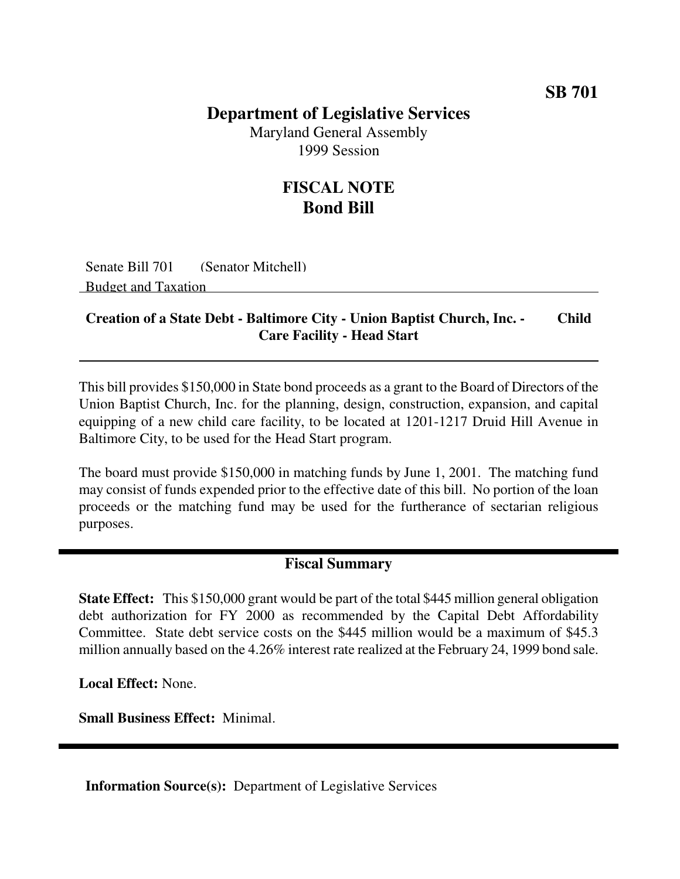**SB 701**

# Department of Legislative Services

Maryland General Assembly
1999 Session

## FISCAL NOTE
## Bond Bill

Senate Bill 701 (Senator Mitchell)
Budget and Taxation

**Creation of a State Debt - Baltimore City - Union Baptist Church, Inc. - Child Care Facility - Head Start**

This bill provides $150,000 in State bond proceeds as a grant to the Board of Directors of the Union Baptist Church, Inc. for the planning, design, construction, expansion, and capital equipping of a new child care facility, to be located at 1201-1217 Druid Hill Avenue in Baltimore City, to be used for the Head Start program.

The board must provide $150,000 in matching funds by June 1, 2001. The matching fund may consist of funds expended prior to the effective date of this bill. No portion of the loan proceeds or the matching fund may be used for the furtherance of sectarian religious purposes.

## Fiscal Summary

**State Effect:** This $150,000 grant would be part of the total $445 million general obligation debt authorization for FY 2000 as recommended by the Capital Debt Affordability Committee. State debt service costs on the $445 million would be a maximum of $45.3 million annually based on the 4.26% interest rate realized at the February 24, 1999 bond sale.

**Local Effect:** None.

**Small Business Effect:** Minimal.

**Information Source(s):** Department of Legislative Services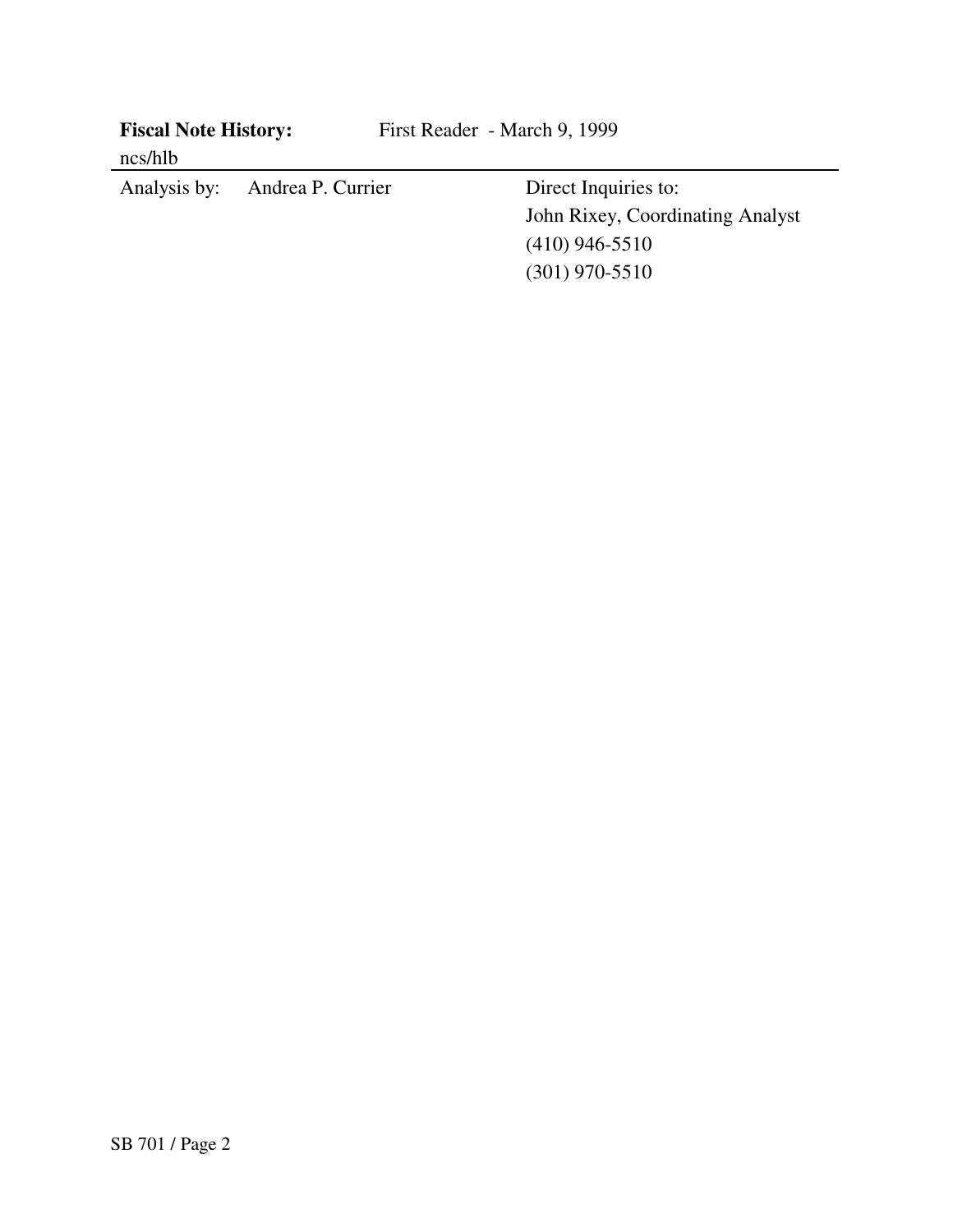**Fiscal Note History:** First Reader - March 9, 1999

ncs/hlb

| | |
|---|---|
| Analysis by: Andrea P. Currier | Direct Inquiries to: |
| | John Rixey, Coordinating Analyst |
| | (410) 946-5510 |
| | (301) 970-5510 |